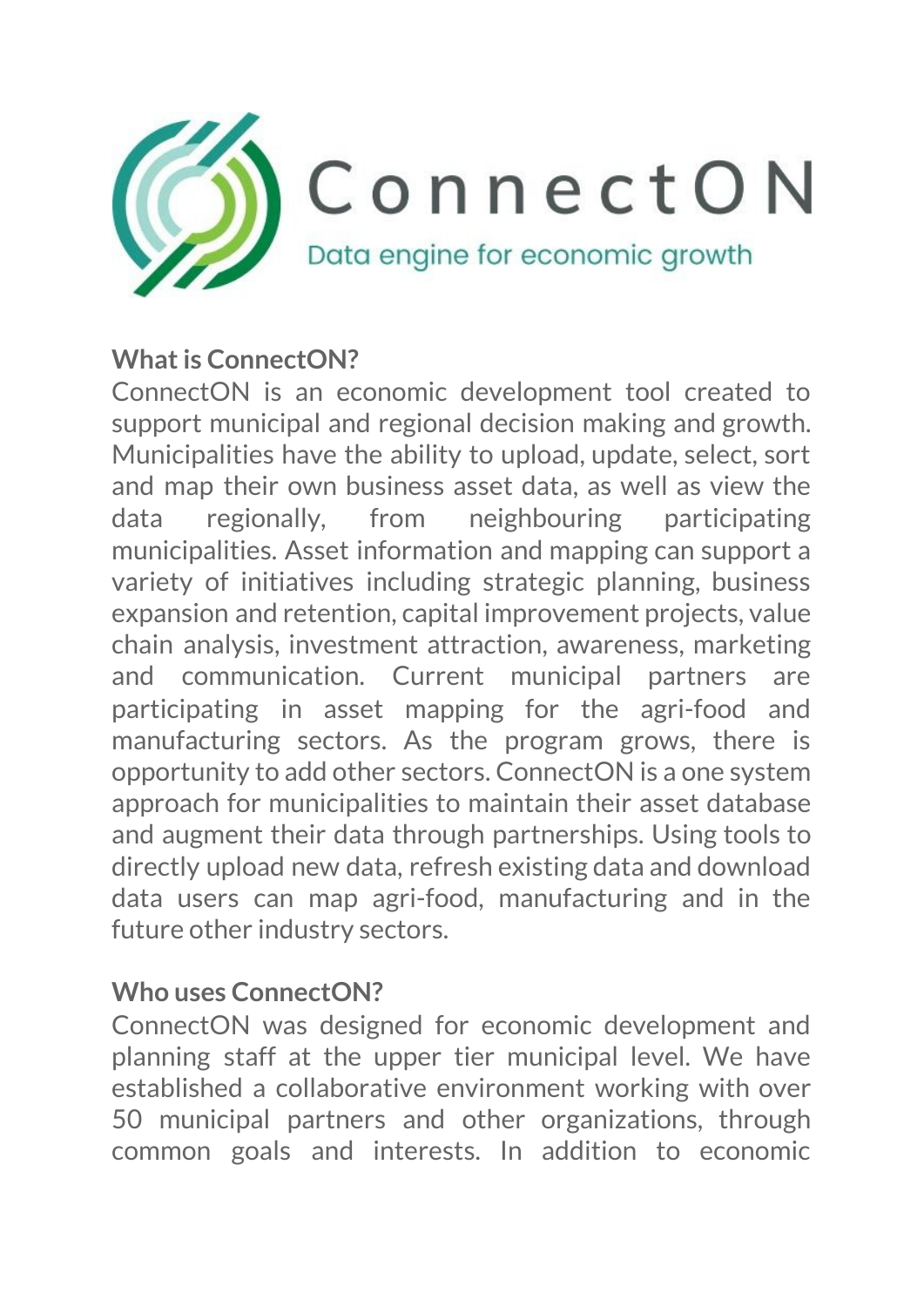# ConnectON

Data engine for economic growth

**What is ConnectON?**

ConnectON is an economic development tool created to support municipal and regional decision making and growth. Municipalities have the ability to upload, update, select, sort and map their own business asset data, as well as view the data regionally, from neighbouring participating municipalities. Asset information and mapping can support a variety of initiatives including strategic planning, business expansion and retention, capital improvement projects, value chain analysis, investment attraction, awareness, marketing and communication. Current municipal partners are participating in asset mapping for the agri-food and manufacturing sectors. As the program grows, there is opportunity to add other sectors. ConnectON is a one system approach for municipalities to maintain their asset database and augment their data through partnerships. Using tools to directly upload new data, refresh existing data and download data users can map agri-food, manufacturing and in the future other industry sectors.

**Who uses ConnectON?**

ConnectON was designed for economic development and planning staff at the upper tier municipal level. We have established a collaborative environment working with over 50 municipal partners and other organizations, through common goals and interests. In addition to economic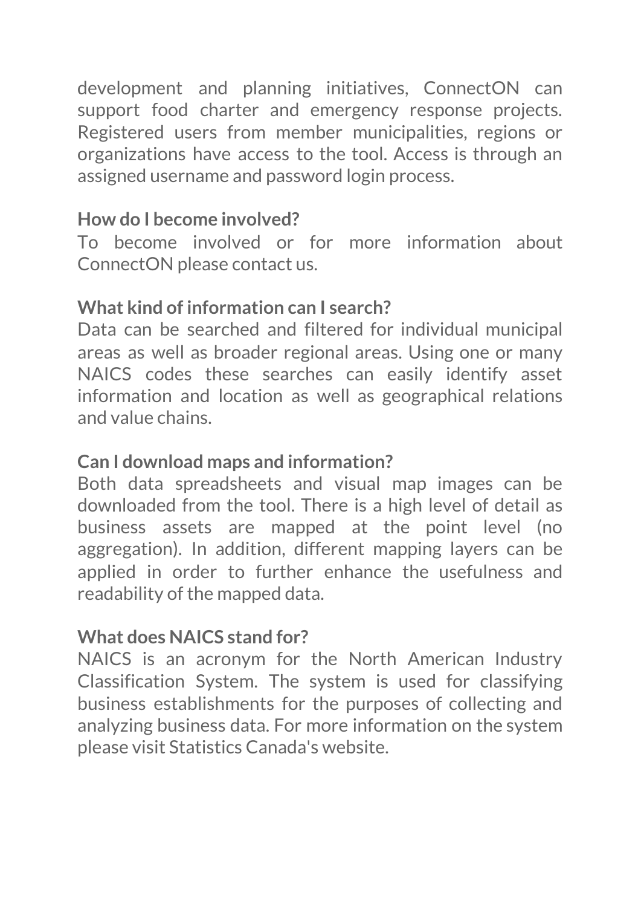development and planning initiatives, ConnectON can support food charter and emergency response projects. Registered users from member municipalities, regions or organizations have access to the tool. Access is through an assigned username and password login process.

**How do I become involved?**

To become involved or for more information about ConnectON please contact us.

**What kind of information can I search?**

Data can be searched and filtered for individual municipal areas as well as broader regional areas. Using one or many NAICS codes these searches can easily identify asset information and location as well as geographical relations and value chains.

**Can I download maps and information?**

Both data spreadsheets and visual map images can be downloaded from the tool. There is a high level of detail as business assets are mapped at the point level (no aggregation). In addition, different mapping layers can be applied in order to further enhance the usefulness and readability of the mapped data.

**What does NAICS stand for?**

NAICS is an acronym for the North American Industry Classification System. The system is used for classifying business establishments for the purposes of collecting and analyzing business data. For more information on the system please visit Statistics Canada's website.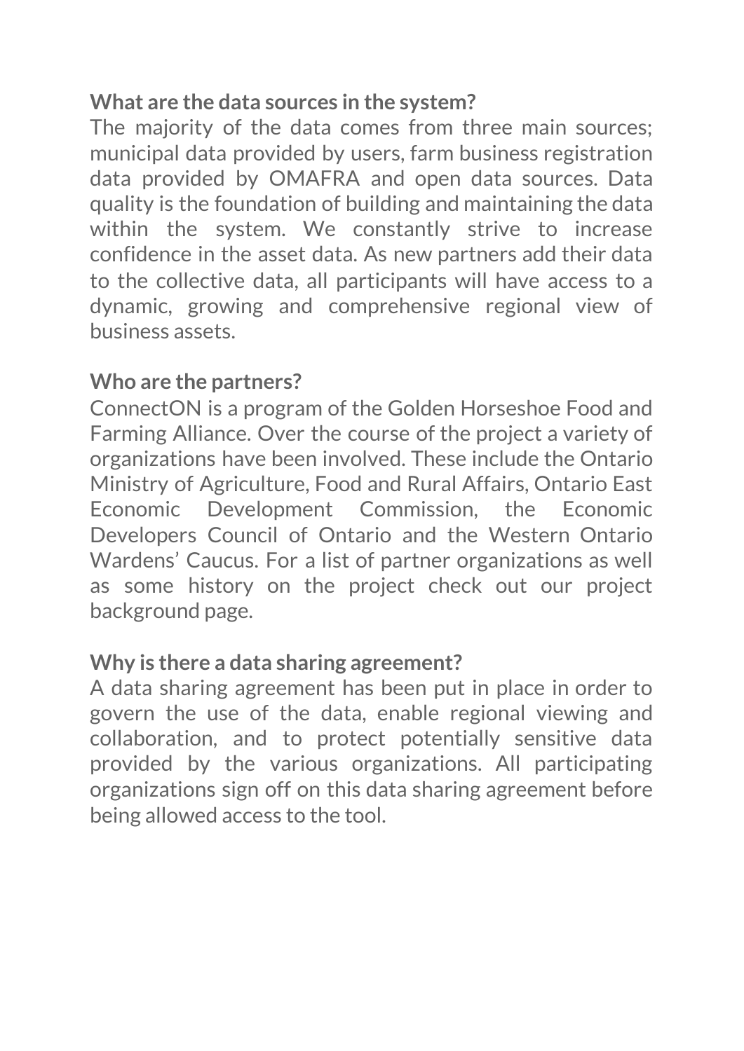**What are the data sources in the system?**

The majority of the data comes from three main sources; municipal data provided by users, farm business registration data provided by OMAFRA and open data sources. Data quality is the foundation of building and maintaining the data within the system. We constantly strive to increase confidence in the asset data. As new partners add their data to the collective data, all participants will have access to a dynamic, growing and comprehensive regional view of business assets.

**Who are the partners?**

ConnectON is a program of the Golden Horseshoe Food and Farming Alliance. Over the course of the project a variety of organizations have been involved. These include the Ontario Ministry of Agriculture, Food and Rural Affairs, Ontario East Economic Development Commission, the Economic Developers Council of Ontario and the Western Ontario Wardens' Caucus. For a list of partner organizations as well as some history on the project check out our project background page.

**Why is there a data sharing agreement?**

A data sharing agreement has been put in place in order to govern the use of the data, enable regional viewing and collaboration, and to protect potentially sensitive data provided by the various organizations. All participating organizations sign off on this data sharing agreement before being allowed access to the tool.